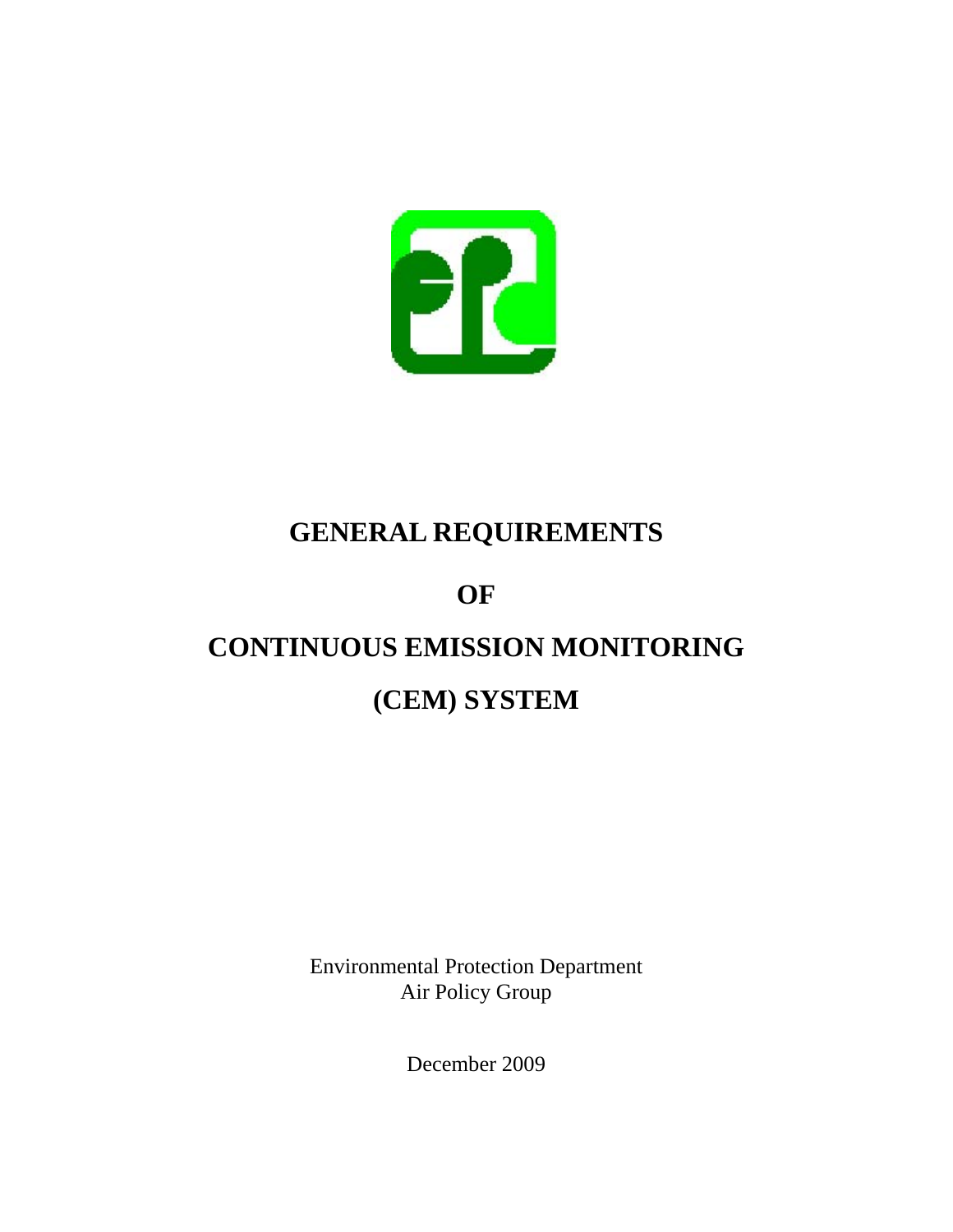# GENERAL REQUIREMENTS

# OF

# CONTINUOUS EMISSION MONITORING

# (CEM) SYSTEM

Environmental Protection Department
Air Policy Group

December 2009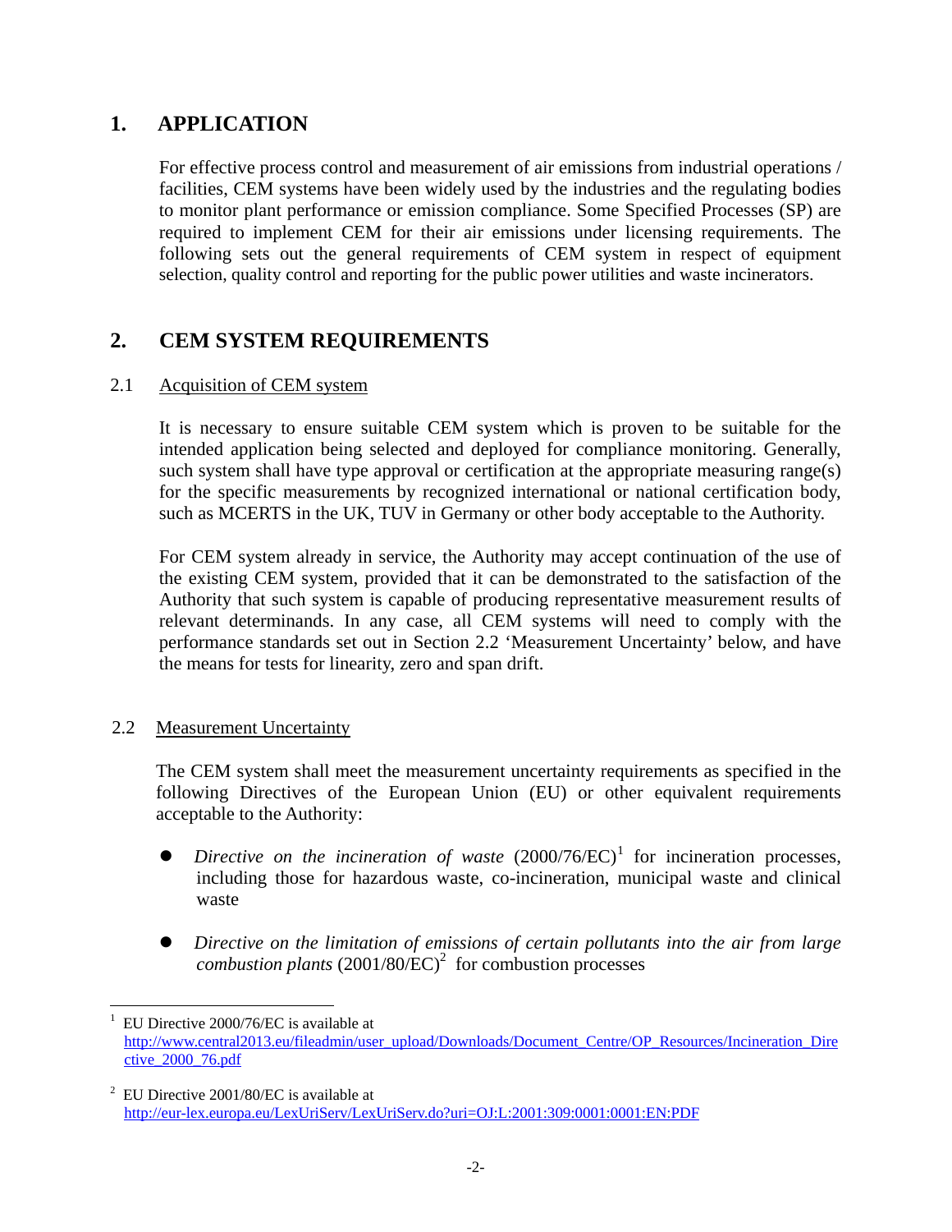# 1. APPLICATION

For effective process control and measurement of air emissions from industrial operations / facilities, CEM systems have been widely used by the industries and the regulating bodies to monitor plant performance or emission compliance. Some Specified Processes (SP) are required to implement CEM for their air emissions under licensing requirements. The following sets out the general requirements of CEM system in respect of equipment selection, quality control and reporting for the public power utilities and waste incinerators.

# 2. CEM SYSTEM REQUIREMENTS

## 2.1 Acquisition of CEM system

It is necessary to ensure suitable CEM system which is proven to be suitable for the intended application being selected and deployed for compliance monitoring. Generally, such system shall have type approval or certification at the appropriate measuring range(s) for the specific measurements by recognized international or national certification body, such as MCERTS in the UK, TUV in Germany or other body acceptable to the Authority.

For CEM system already in service, the Authority may accept continuation of the use of the existing CEM system, provided that it can be demonstrated to the satisfaction of the Authority that such system is capable of producing representative measurement results of relevant determinands. In any case, all CEM systems will need to comply with the performance standards set out in Section 2.2 'Measurement Uncertainty' below, and have the means for tests for linearity, zero and span drift.

## 2.2 Measurement Uncertainty

The CEM system shall meet the measurement uncertainty requirements as specified in the following Directives of the European Union (EU) or other equivalent requirements acceptable to the Authority:

- *Directive on the incineration of waste* (2000/76/EC)[1] for incineration processes, including those for hazardous waste, co-incineration, municipal waste and clinical waste

- *Directive on the limitation of emissions of certain pollutants into the air from large combustion plants* (2001/80/EC)[2] for combustion processes

---

[1] EU Directive 2000/76/EC is available at http://www.central2013.eu/fileadmin/user_upload/Downloads/Document_Centre/OP_Resources/Incineration_Directive_2000_76.pdf

[2] EU Directive 2001/80/EC is available at http://eur-lex.europa.eu/LexUriServ/LexUriServ.do?uri=OJ:L:2001:309:0001:0001:EN:PDF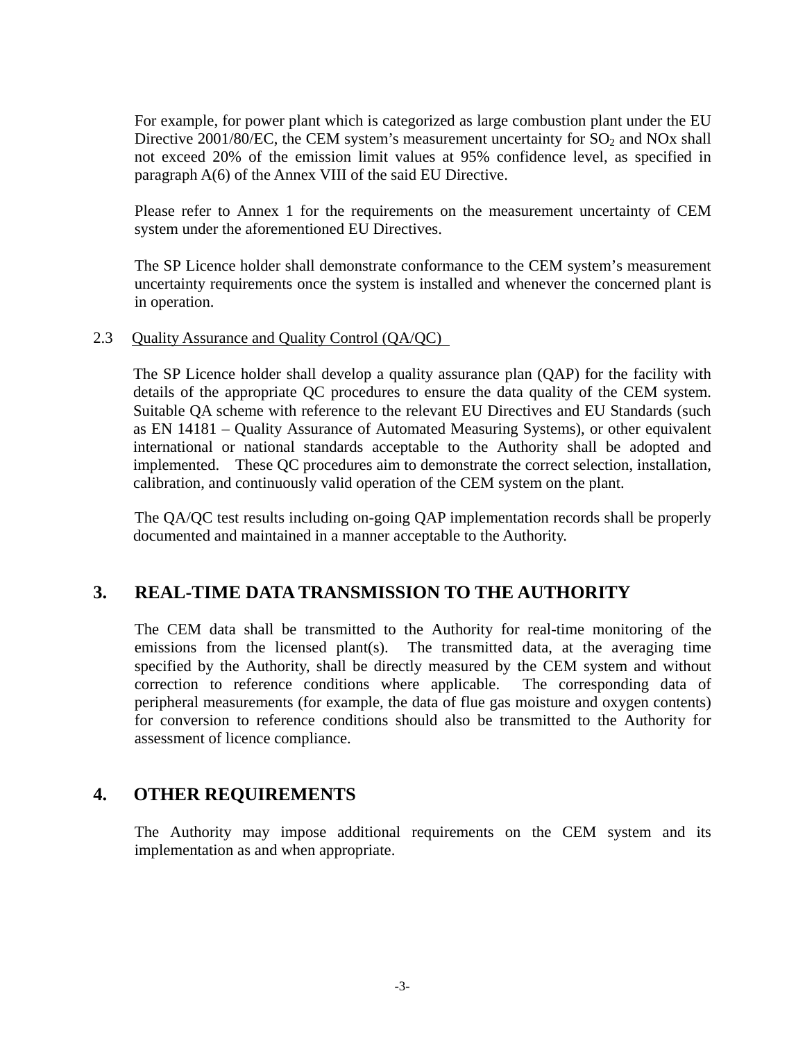For example, for power plant which is categorized as large combustion plant under the EU Directive 2001/80/EC, the CEM system's measurement uncertainty for $SO_2$ and NOx shall not exceed 20% of the emission limit values at 95% confidence level, as specified in paragraph A(6) of the Annex VIII of the said EU Directive.

Please refer to Annex 1 for the requirements on the measurement uncertainty of CEM system under the aforementioned EU Directives.

The SP Licence holder shall demonstrate conformance to the CEM system's measurement uncertainty requirements once the system is installed and whenever the concerned plant is in operation.

### 2.3 Quality Assurance and Quality Control (QA/QC)

The SP Licence holder shall develop a quality assurance plan (QAP) for the facility with details of the appropriate QC procedures to ensure the data quality of the CEM system. Suitable QA scheme with reference to the relevant EU Directives and EU Standards (such as EN 14181 – Quality Assurance of Automated Measuring Systems), or other equivalent international or national standards acceptable to the Authority shall be adopted and implemented. These QC procedures aim to demonstrate the correct selection, installation, calibration, and continuously valid operation of the CEM system on the plant.

The QA/QC test results including on-going QAP implementation records shall be properly documented and maintained in a manner acceptable to the Authority.

## 3. REAL-TIME DATA TRANSMISSION TO THE AUTHORITY

The CEM data shall be transmitted to the Authority for real-time monitoring of the emissions from the licensed plant(s). The transmitted data, at the averaging time specified by the Authority, shall be directly measured by the CEM system and without correction to reference conditions where applicable. The corresponding data of peripheral measurements (for example, the data of flue gas moisture and oxygen contents) for conversion to reference conditions should also be transmitted to the Authority for assessment of licence compliance.

## 4. OTHER REQUIREMENTS

The Authority may impose additional requirements on the CEM system and its implementation as and when appropriate.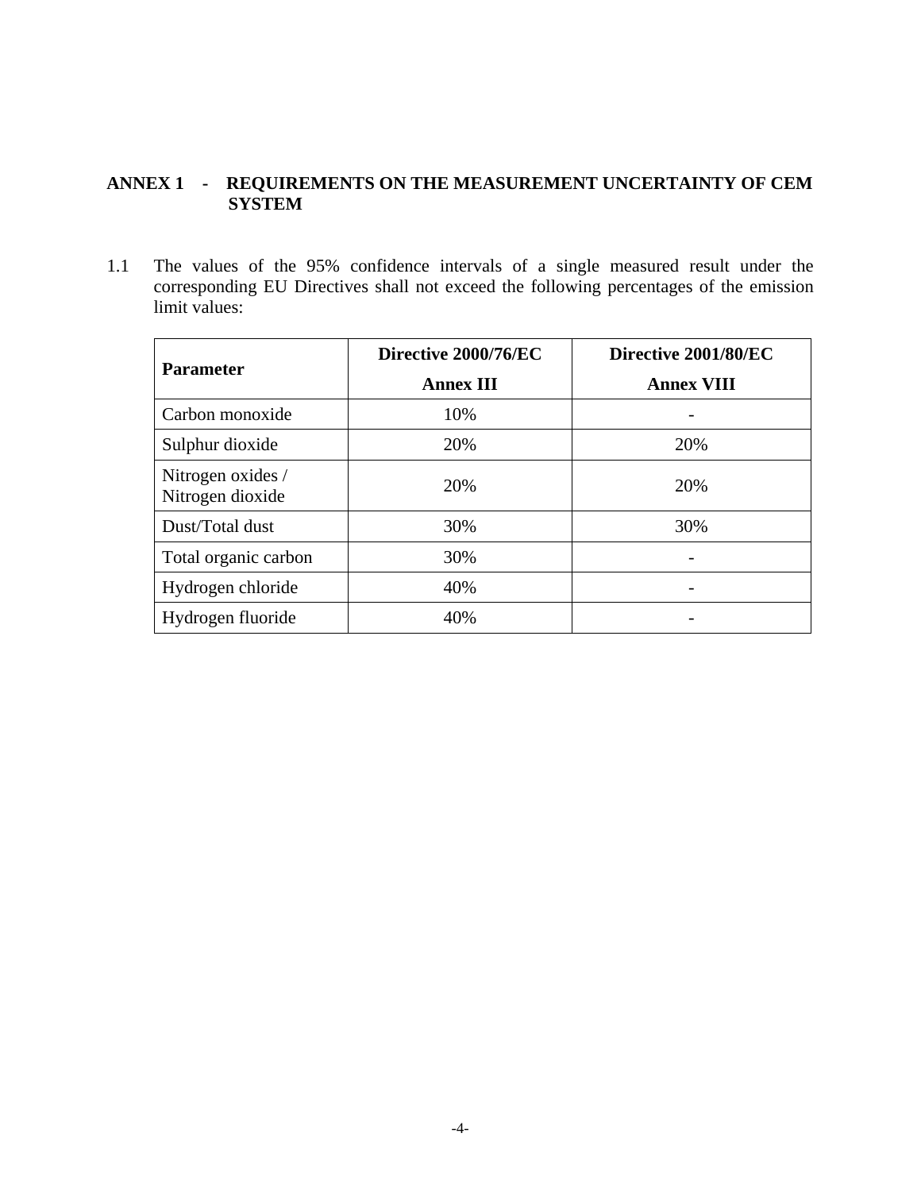## ANNEX 1 - REQUIREMENTS ON THE MEASUREMENT UNCERTAINTY OF CEM SYSTEM

1.1 The values of the 95% confidence intervals of a single measured result under the corresponding EU Directives shall not exceed the following percentages of the emission limit values:

| Parameter | Directive 2000/76/EC Annex III | Directive 2001/80/EC Annex VIII |
|---|---|---|
| Carbon monoxide | 10% | - |
| Sulphur dioxide | 20% | 20% |
| Nitrogen oxides / Nitrogen dioxide | 20% | 20% |
| Dust/Total dust | 30% | 30% |
| Total organic carbon | 30% | - |
| Hydrogen chloride | 40% | - |
| Hydrogen fluoride | 40% | - |